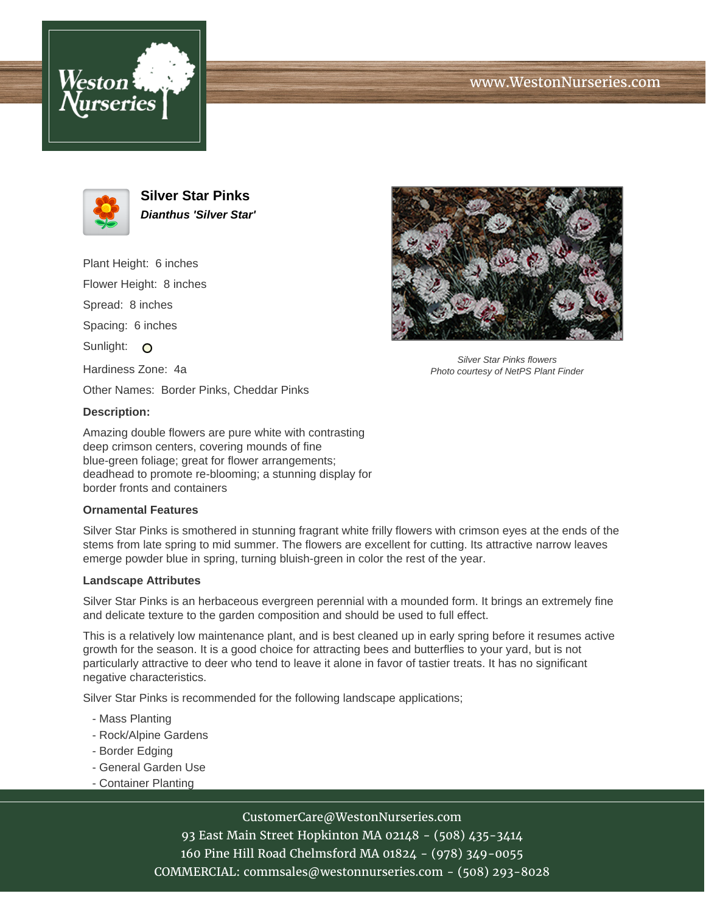www.WestonNurseries.com

# Silver Star Pinks

***Dianthus 'Silver Star'***

Plant Height: 6 inches

Flower Height: 8 inches

Spread: 8 inches

Spacing: 6 inches

Sunlight: ○

Hardiness Zone: 4a

Other Names: Border Pinks, Cheddar Pinks

*Silver Star Pinks flowers*
*Photo courtesy of NetPS Plant Finder*

**Description:**

Amazing double flowers are pure white with contrasting deep crimson centers, covering mounds of fine blue-green foliage; great for flower arrangements; deadhead to promote re-blooming; a stunning display for border fronts and containers

### Ornamental Features

Silver Star Pinks is smothered in stunning fragrant white frilly flowers with crimson eyes at the ends of the stems from late spring to mid summer. The flowers are excellent for cutting. Its attractive narrow leaves emerge powder blue in spring, turning bluish-green in color the rest of the year.

### Landscape Attributes

Silver Star Pinks is an herbaceous evergreen perennial with a mounded form. It brings an extremely fine and delicate texture to the garden composition and should be used to full effect.

This is a relatively low maintenance plant, and is best cleaned up in early spring before it resumes active growth for the season. It is a good choice for attracting bees and butterflies to your yard, but is not particularly attractive to deer who tend to leave it alone in favor of tastier treats. It has no significant negative characteristics.

Silver Star Pinks is recommended for the following landscape applications;

- Mass Planting
- Rock/Alpine Gardens
- Border Edging
- General Garden Use
- Container Planting

CustomerCare@WestonNurseries.com
93 East Main Street Hopkinton MA 02148 - (508) 435-3414
160 Pine Hill Road Chelmsford MA 01824 - (978) 349-0055
COMMERCIAL: commsales@westonnurseries.com - (508) 293-8028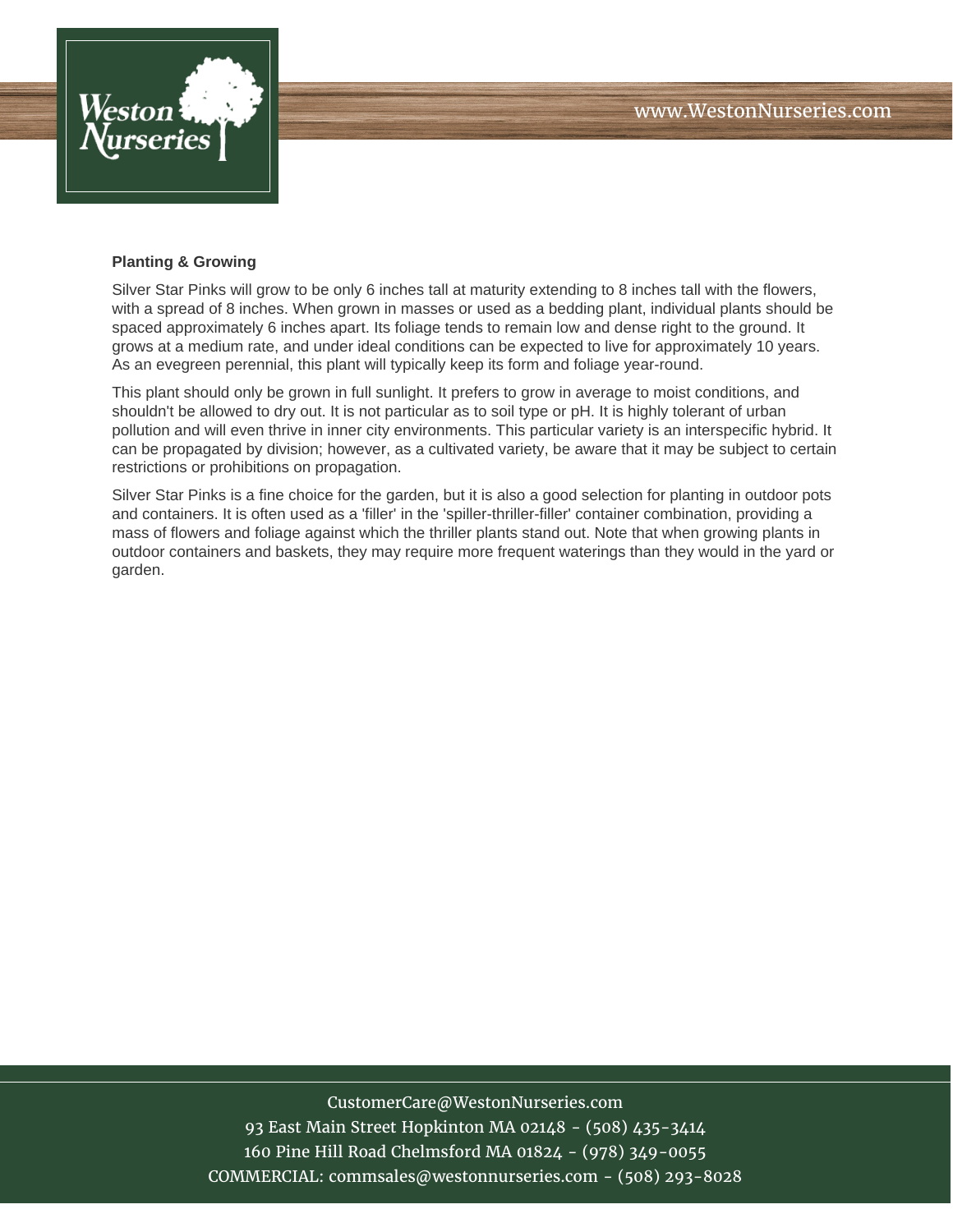**Planting & Growing**

Silver Star Pinks will grow to be only 6 inches tall at maturity extending to 8 inches tall with the flowers, with a spread of 8 inches. When grown in masses or used as a bedding plant, individual plants should be spaced approximately 6 inches apart. Its foliage tends to remain low and dense right to the ground. It grows at a medium rate, and under ideal conditions can be expected to live for approximately 10 years. As an evegreen perennial, this plant will typically keep its form and foliage year-round.

This plant should only be grown in full sunlight. It prefers to grow in average to moist conditions, and shouldn't be allowed to dry out. It is not particular as to soil type or pH. It is highly tolerant of urban pollution and will even thrive in inner city environments. This particular variety is an interspecific hybrid. It can be propagated by division; however, as a cultivated variety, be aware that it may be subject to certain restrictions or prohibitions on propagation.

Silver Star Pinks is a fine choice for the garden, but it is also a good selection for planting in outdoor pots and containers. It is often used as a 'filler' in the 'spiller-thriller-filler' container combination, providing a mass of flowers and foliage against which the thriller plants stand out. Note that when growing plants in outdoor containers and baskets, they may require more frequent waterings than they would in the yard or garden.